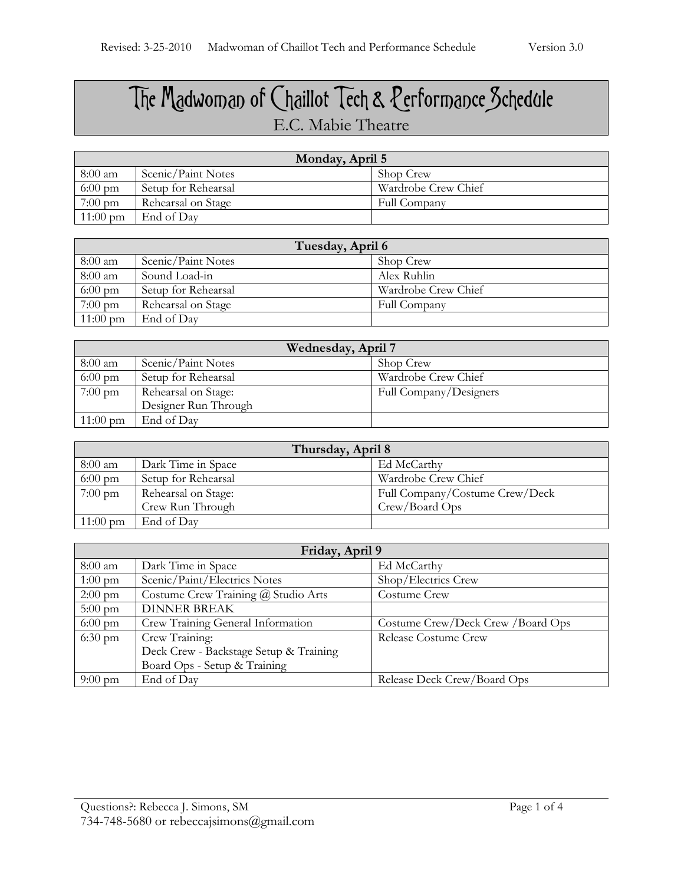# The Madwoman of Chaillot Tech & Performance Schedule

E.C. Mabie Theatre

| Monday, April 5 | | |
|---|---|---|
| 8:00 am | Scenic/Paint Notes | Shop Crew |
| 6:00 pm | Setup for Rehearsal | Wardrobe Crew Chief |
| 7:00 pm | Rehearsal on Stage | Full Company |
| 11:00 pm | End of Day | |

| Tuesday, April 6 | | |
|---|---|---|
| 8:00 am | Scenic/Paint Notes | Shop Crew |
| 8:00 am | Sound Load-in | Alex Ruhlin |
| 6:00 pm | Setup for Rehearsal | Wardrobe Crew Chief |
| 7:00 pm | Rehearsal on Stage | Full Company |
| 11:00 pm | End of Day | |

| Wednesday, April 7 | | |
|---|---|---|
| 8:00 am | Scenic/Paint Notes | Shop Crew |
| 6:00 pm | Setup for Rehearsal | Wardrobe Crew Chief |
| 7:00 pm | Rehearsal on Stage: Designer Run Through | Full Company/Designers |
| 11:00 pm | End of Day | |

| Thursday, April 8 | | |
|---|---|---|
| 8:00 am | Dark Time in Space | Ed McCarthy |
| 6:00 pm | Setup for Rehearsal | Wardrobe Crew Chief |
| 7:00 pm | Rehearsal on Stage: Crew Run Through | Full Company/Costume Crew/Deck Crew/Board Ops |
| 11:00 pm | End of Day | |

| Friday, April 9 | | |
|---|---|---|
| 8:00 am | Dark Time in Space | Ed McCarthy |
| 1:00 pm | Scenic/Paint/Electrics Notes | Shop/Electrics Crew |
| 2:00 pm | Costume Crew Training @ Studio Arts | Costume Crew |
| 5:00 pm | DINNER BREAK | |
| 6:00 pm | Crew Training General Information | Costume Crew/Deck Crew /Board Ops |
| 6:30 pm | Crew Training: Deck Crew - Backstage Setup & Training Board Ops - Setup & Training | Release Costume Crew |
| 9:00 pm | End of Day | Release Deck Crew/Board Ops |

Questions?: Rebecca J. Simons, SM
734-748-5680 or rebeccajsimons@gmail.com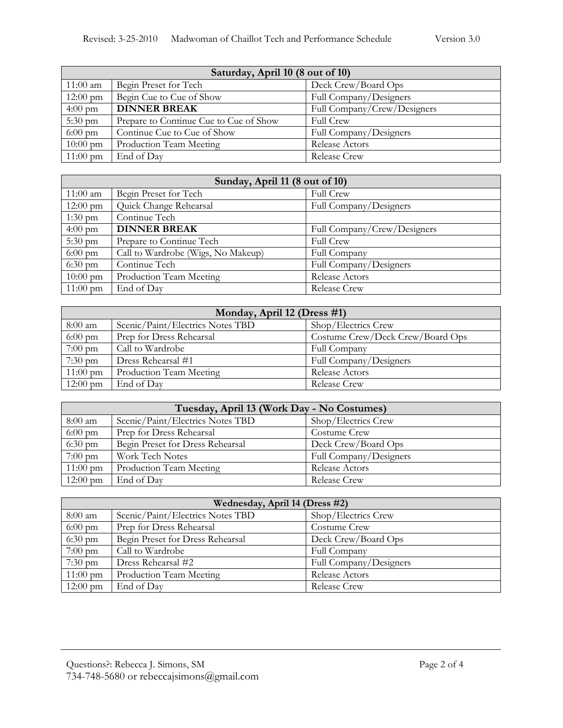| Saturday, April 10 (8 out of 10) | | |
|---|---|---|
| 11:00 am | Begin Preset for Tech | Deck Crew/Board Ops |
| 12:00 pm | Begin Cue to Cue of Show | Full Company/Designers |
| 4:00 pm | **DINNER BREAK** | Full Company/Crew/Designers |
| 5:30 pm | Prepare to Continue Cue to Cue of Show | Full Crew |
| 6:00 pm | Continue Cue to Cue of Show | Full Company/Designers |
| 10:00 pm | Production Team Meeting | Release Actors |
| 11:00 pm | End of Day | Release Crew |

| Sunday, April 11 (8 out of 10) | | |
|---|---|---|
| 11:00 am | Begin Preset for Tech | Full Crew |
| 12:00 pm | Quick Change Rehearsal | Full Company/Designers |
| 1:30 pm | Continue Tech | |
| 4:00 pm | **DINNER BREAK** | Full Company/Crew/Designers |
| 5:30 pm | Prepare to Continue Tech | Full Crew |
| 6:00 pm | Call to Wardrobe (Wigs, No Makeup) | Full Company |
| 6:30 pm | Continue Tech | Full Company/Designers |
| 10:00 pm | Production Team Meeting | Release Actors |
| 11:00 pm | End of Day | Release Crew |

| Monday, April 12 (Dress #1) | | |
|---|---|---|
| 8:00 am | Scenic/Paint/Electrics Notes TBD | Shop/Electrics Crew |
| 6:00 pm | Prep for Dress Rehearsal | Costume Crew/Deck Crew/Board Ops |
| 7:00 pm | Call to Wardrobe | Full Company |
| 7:30 pm | Dress Rehearsal #1 | Full Company/Designers |
| 11:00 pm | Production Team Meeting | Release Actors |
| 12:00 pm | End of Day | Release Crew |

| Tuesday, April 13 (Work Day - No Costumes) | | |
|---|---|---|
| 8:00 am | Scenic/Paint/Electrics Notes TBD | Shop/Electrics Crew |
| 6:00 pm | Prep for Dress Rehearsal | Costume Crew |
| 6:30 pm | Begin Preset for Dress Rehearsal | Deck Crew/Board Ops |
| 7:00 pm | Work Tech Notes | Full Company/Designers |
| 11:00 pm | Production Team Meeting | Release Actors |
| 12:00 pm | End of Day | Release Crew |

| Wednesday, April 14 (Dress #2) | | |
|---|---|---|
| 8:00 am | Scenic/Paint/Electrics Notes TBD | Shop/Electrics Crew |
| 6:00 pm | Prep for Dress Rehearsal | Costume Crew |
| 6:30 pm | Begin Preset for Dress Rehearsal | Deck Crew/Board Ops |
| 7:00 pm | Call to Wardrobe | Full Company |
| 7:30 pm | Dress Rehearsal #2 | Full Company/Designers |
| 11:00 pm | Production Team Meeting | Release Actors |
| 12:00 pm | End of Day | Release Crew |

Questions?: Rebecca J. Simons, SM
734-748-5680 or rebeccajsimons@gmail.com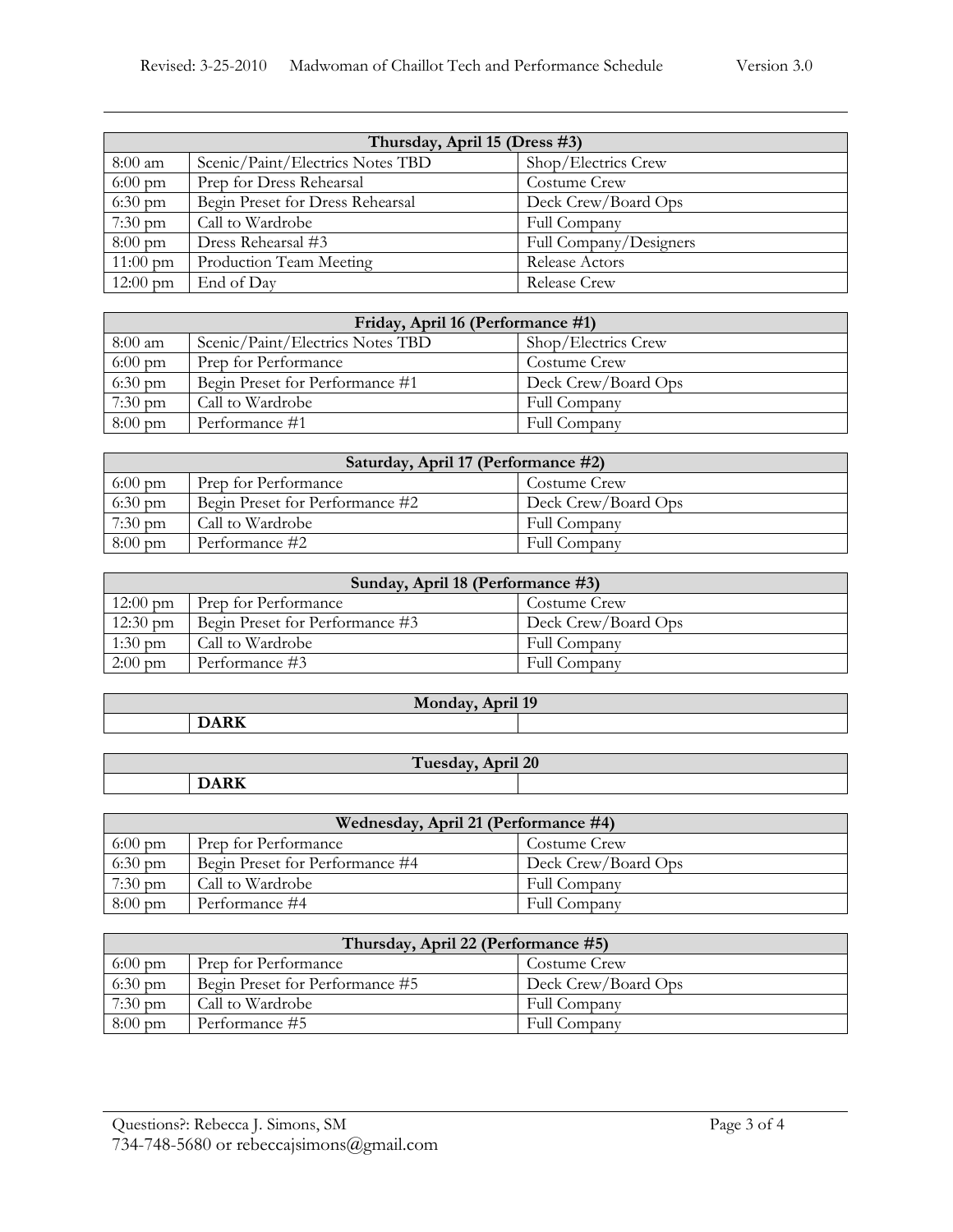| Thursday, April 15 (Dress #3) | | |
|---|---|---|
| 8:00 am | Scenic/Paint/Electrics Notes TBD | Shop/Electrics Crew |
| 6:00 pm | Prep for Dress Rehearsal | Costume Crew |
| 6:30 pm | Begin Preset for Dress Rehearsal | Deck Crew/Board Ops |
| 7:30 pm | Call to Wardrobe | Full Company |
| 8:00 pm | Dress Rehearsal #3 | Full Company/Designers |
| 11:00 pm | Production Team Meeting | Release Actors |
| 12:00 pm | End of Day | Release Crew |

| Friday, April 16 (Performance #1) | | |
|---|---|---|
| 8:00 am | Scenic/Paint/Electrics Notes TBD | Shop/Electrics Crew |
| 6:00 pm | Prep for Performance | Costume Crew |
| 6:30 pm | Begin Preset for Performance #1 | Deck Crew/Board Ops |
| 7:30 pm | Call to Wardrobe | Full Company |
| 8:00 pm | Performance #1 | Full Company |

| Saturday, April 17 (Performance #2) | | |
|---|---|---|
| 6:00 pm | Prep for Performance | Costume Crew |
| 6:30 pm | Begin Preset for Performance #2 | Deck Crew/Board Ops |
| 7:30 pm | Call to Wardrobe | Full Company |
| 8:00 pm | Performance #2 | Full Company |

| Sunday, April 18 (Performance #3) | | |
|---|---|---|
| 12:00 pm | Prep for Performance | Costume Crew |
| 12:30 pm | Begin Preset for Performance #3 | Deck Crew/Board Ops |
| 1:30 pm | Call to Wardrobe | Full Company |
| 2:00 pm | Performance #3 | Full Company |

| Monday, April 19 | | |
|---|---|---|
| | **DARK** | |

| Tuesday, April 20 | | |
|---|---|---|
| | **DARK** | |

| Wednesday, April 21 (Performance #4) | | |
|---|---|---|
| 6:00 pm | Prep for Performance | Costume Crew |
| 6:30 pm | Begin Preset for Performance #4 | Deck Crew/Board Ops |
| 7:30 pm | Call to Wardrobe | Full Company |
| 8:00 pm | Performance #4 | Full Company |

| Thursday, April 22 (Performance #5) | | |
|---|---|---|
| 6:00 pm | Prep for Performance | Costume Crew |
| 6:30 pm | Begin Preset for Performance #5 | Deck Crew/Board Ops |
| 7:30 pm | Call to Wardrobe | Full Company |
| 8:00 pm | Performance #5 | Full Company |

Questions?: Rebecca J. Simons, SM
734-748-5680 or rebeccajsimons@gmail.com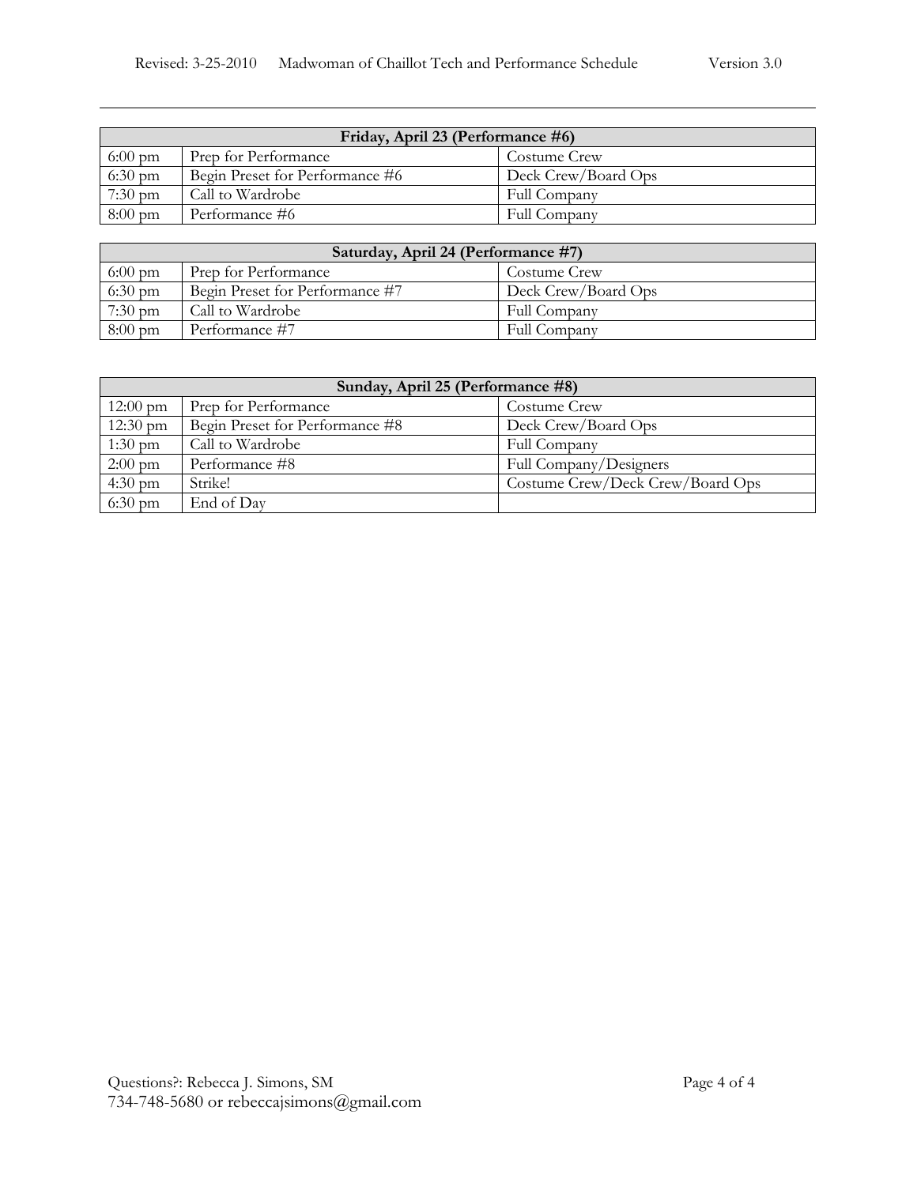| Friday, April 23 (Performance #6) | | |
| --- | --- | --- |
| 6:00 pm | Prep for Performance | Costume Crew |
| 6:30 pm | Begin Preset for Performance #6 | Deck Crew/Board Ops |
| 7:30 pm | Call to Wardrobe | Full Company |
| 8:00 pm | Performance #6 | Full Company |

| Saturday, April 24 (Performance #7) | | |
| --- | --- | --- |
| 6:00 pm | Prep for Performance | Costume Crew |
| 6:30 pm | Begin Preset for Performance #7 | Deck Crew/Board Ops |
| 7:30 pm | Call to Wardrobe | Full Company |
| 8:00 pm | Performance #7 | Full Company |

| Sunday, April 25 (Performance #8) | | |
| --- | --- | --- |
| 12:00 pm | Prep for Performance | Costume Crew |
| 12:30 pm | Begin Preset for Performance #8 | Deck Crew/Board Ops |
| 1:30 pm | Call to Wardrobe | Full Company |
| 2:00 pm | Performance #8 | Full Company/Designers |
| 4:30 pm | Strike! | Costume Crew/Deck Crew/Board Ops |
| 6:30 pm | End of Day | |

Questions?: Rebecca J. Simons, SM
734-748-5680 or rebeccajsimons@gmail.com